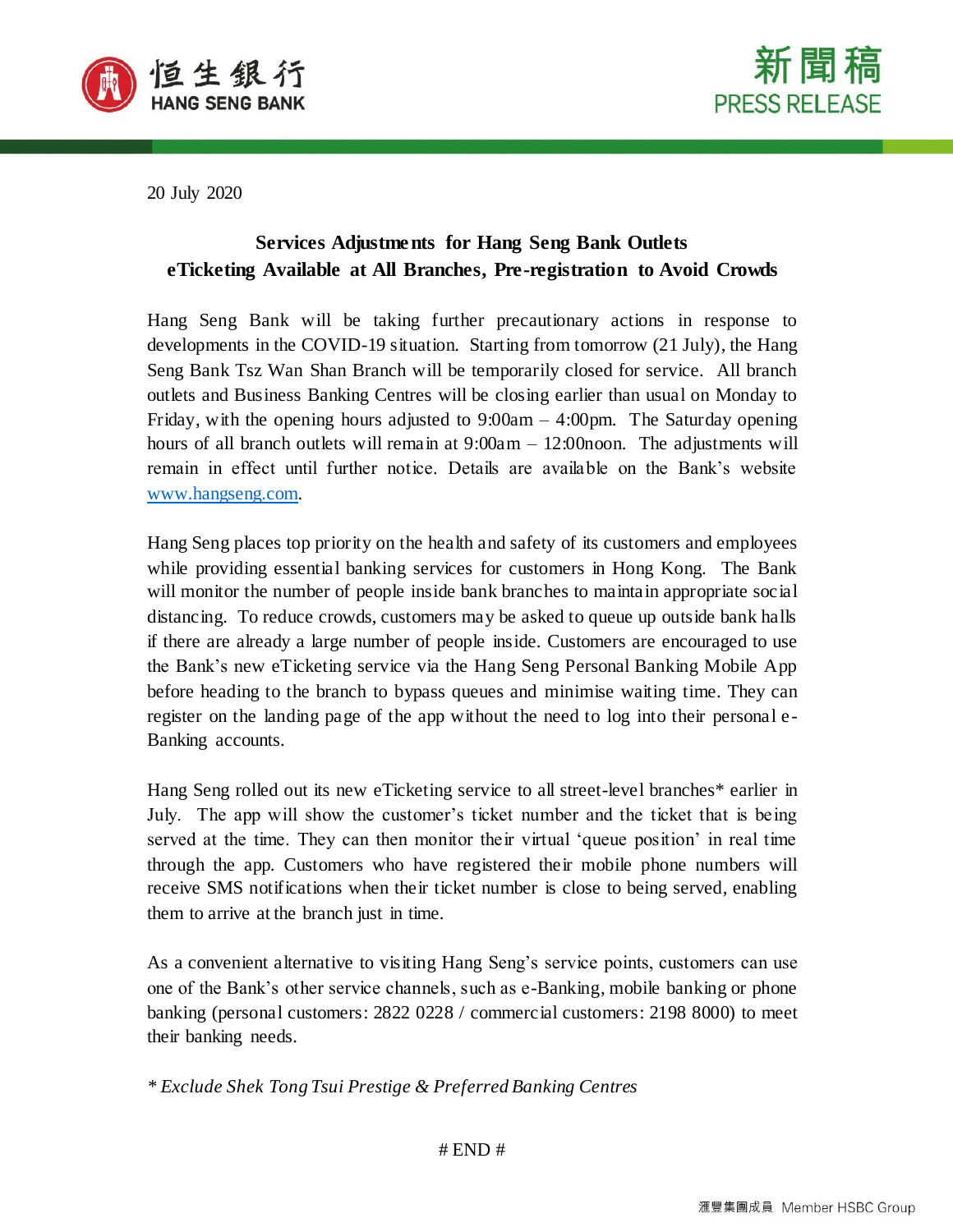20 July 2020

## Services Adjustments for Hang Seng Bank Outlets
## eTicketing Available at All Branches, Pre-registration to Avoid Crowds

Hang Seng Bank will be taking further precautionary actions in response to developments in the COVID-19 situation. Starting from tomorrow (21 July), the Hang Seng Bank Tsz Wan Shan Branch will be temporarily closed for service. All branch outlets and Business Banking Centres will be closing earlier than usual on Monday to Friday, with the opening hours adjusted to 9:00am – 4:00pm. The Saturday opening hours of all branch outlets will remain at 9:00am – 12:00noon. The adjustments will remain in effect until further notice. Details are available on the Bank's website www.hangseng.com.

Hang Seng places top priority on the health and safety of its customers and employees while providing essential banking services for customers in Hong Kong. The Bank will monitor the number of people inside bank branches to maintain appropriate social distancing. To reduce crowds, customers may be asked to queue up outside bank halls if there are already a large number of people inside. Customers are encouraged to use the Bank's new eTicketing service via the Hang Seng Personal Banking Mobile App before heading to the branch to bypass queues and minimise waiting time. They can register on the landing page of the app without the need to log into their personal e-Banking accounts.

Hang Seng rolled out its new eTicketing service to all street-level branches* earlier in July. The app will show the customer's ticket number and the ticket that is being served at the time. They can then monitor their virtual 'queue position' in real time through the app. Customers who have registered their mobile phone numbers will receive SMS notifications when their ticket number is close to being served, enabling them to arrive at the branch just in time.

As a convenient alternative to visiting Hang Seng's service points, customers can use one of the Bank's other service channels, such as e-Banking, mobile banking or phone banking (personal customers: 2822 0228 / commercial customers: 2198 8000) to meet their banking needs.

*\* Exclude Shek Tong Tsui Prestige & Preferred Banking Centres*

# END #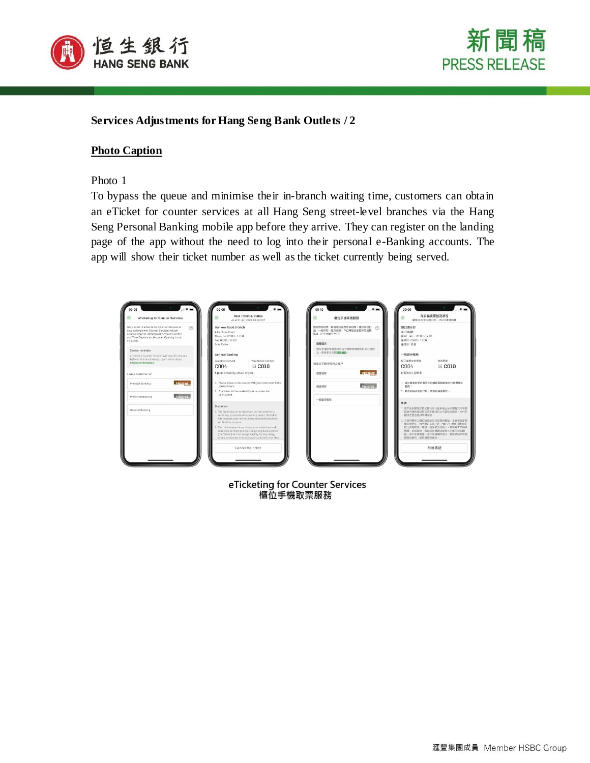**Services Adjustments for Hang Seng Bank Outlets / 2**

**Photo Caption**

Photo 1

To bypass the queue and minimise their in-branch waiting time, customers can obtain an eTicket for counter services at all Hang Seng street-level branches via the Hang Seng Personal Banking mobile app before they arrive. They can register on the landing page of the app without the need to log into their personal e-Banking accounts. The app will show their ticket number as well as the ticket currently being served.

eTicketing for Counter Services
櫃位手機取票服務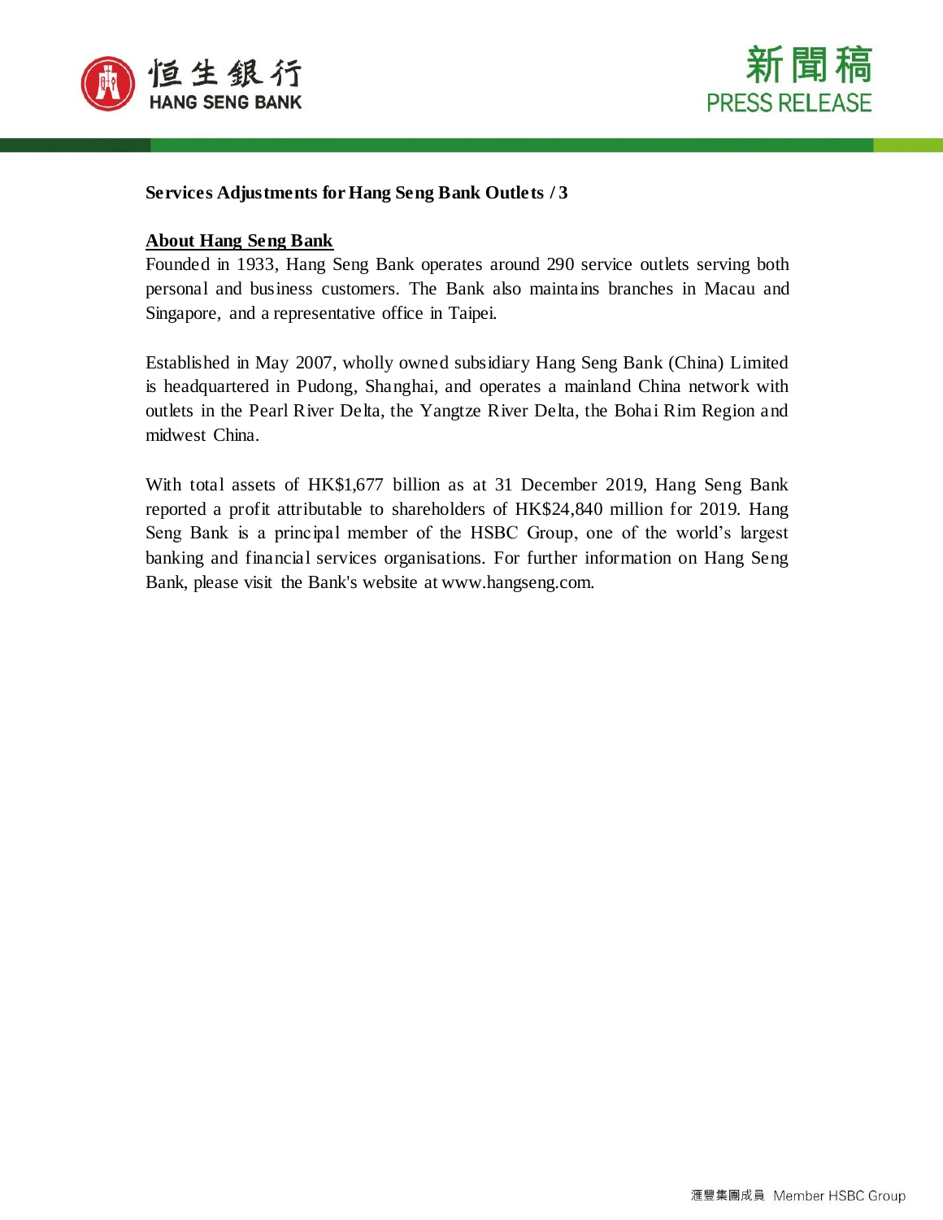**About Hang Seng Bank**

Founded in 1933, Hang Seng Bank operates around 290 service outlets serving both personal and business customers. The Bank also maintains branches in Macau and Singapore, and a representative office in Taipei.

Established in May 2007, wholly owned subsidiary Hang Seng Bank (China) Limited is headquartered in Pudong, Shanghai, and operates a mainland China network with outlets in the Pearl River Delta, the Yangtze River Delta, the Bohai Rim Region and midwest China.

With total assets of HK$1,677 billion as at 31 December 2019, Hang Seng Bank reported a profit attributable to shareholders of HK$24,840 million for 2019. Hang Seng Bank is a principal member of the HSBC Group, one of the world's largest banking and financial services organisations. For further information on Hang Seng Bank, please visit the Bank's website at www.hangseng.com.